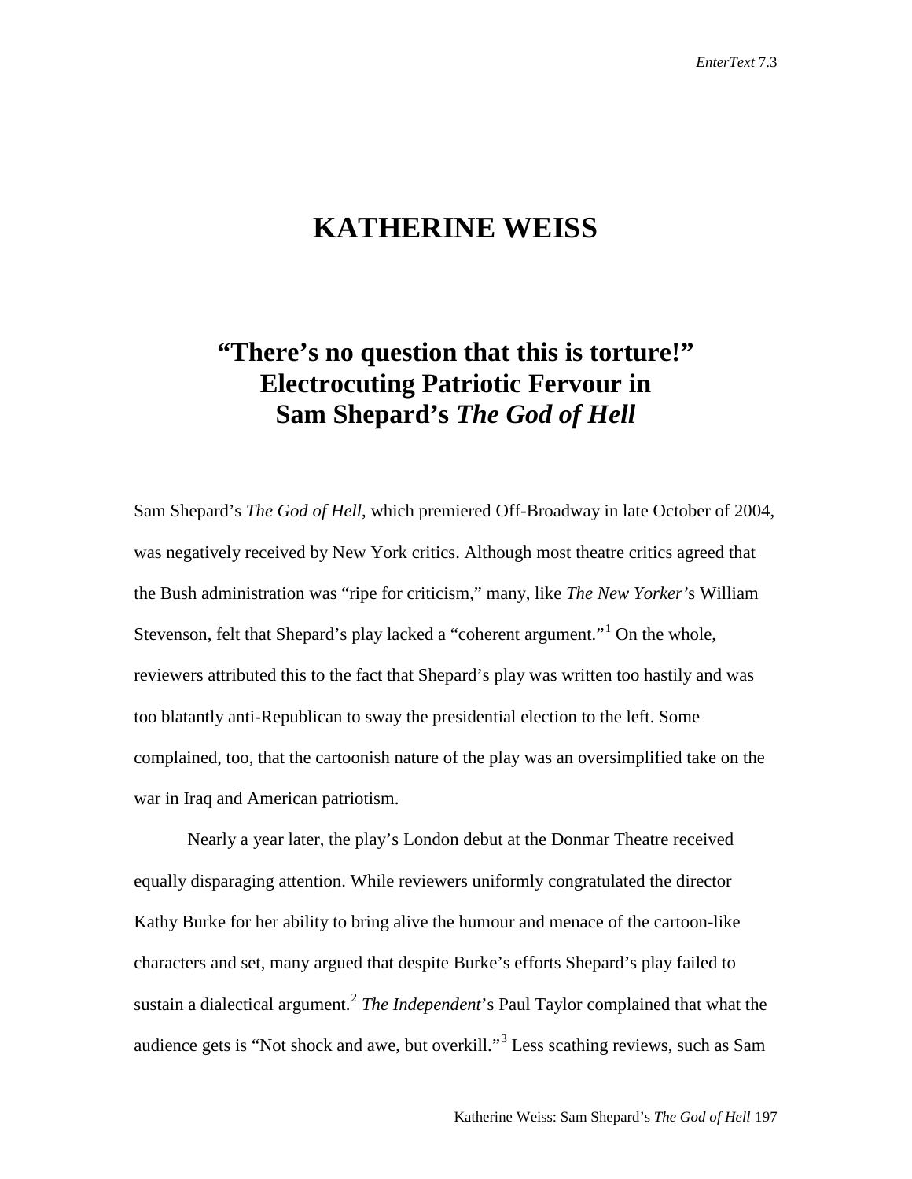# KATHERINE WEISS

## "There's no question that this is torture!" Electrocuting Patriotic Fervour in Sam Shepard's *The God of Hell*

Sam Shepard's *The God of Hell*, which premiered Off-Broadway in late October of 2004, was negatively received by New York critics. Although most theatre critics agreed that the Bush administration was "ripe for criticism," many, like *The New Yorker*'s William Stevenson, felt that Shepard's play lacked a "coherent argument."[1] On the whole, reviewers attributed this to the fact that Shepard's play was written too hastily and was too blatantly anti-Republican to sway the presidential election to the left. Some complained, too, that the cartoonish nature of the play was an oversimplified take on the war in Iraq and American patriotism.

Nearly a year later, the play's London debut at the Donmar Theatre received equally disparaging attention. While reviewers uniformly congratulated the director Kathy Burke for her ability to bring alive the humour and menace of the cartoon-like characters and set, many argued that despite Burke's efforts Shepard's play failed to sustain a dialectical argument.[2] *The Independent*'s Paul Taylor complained that what the audience gets is "Not shock and awe, but overkill."[3] Less scathing reviews, such as Sam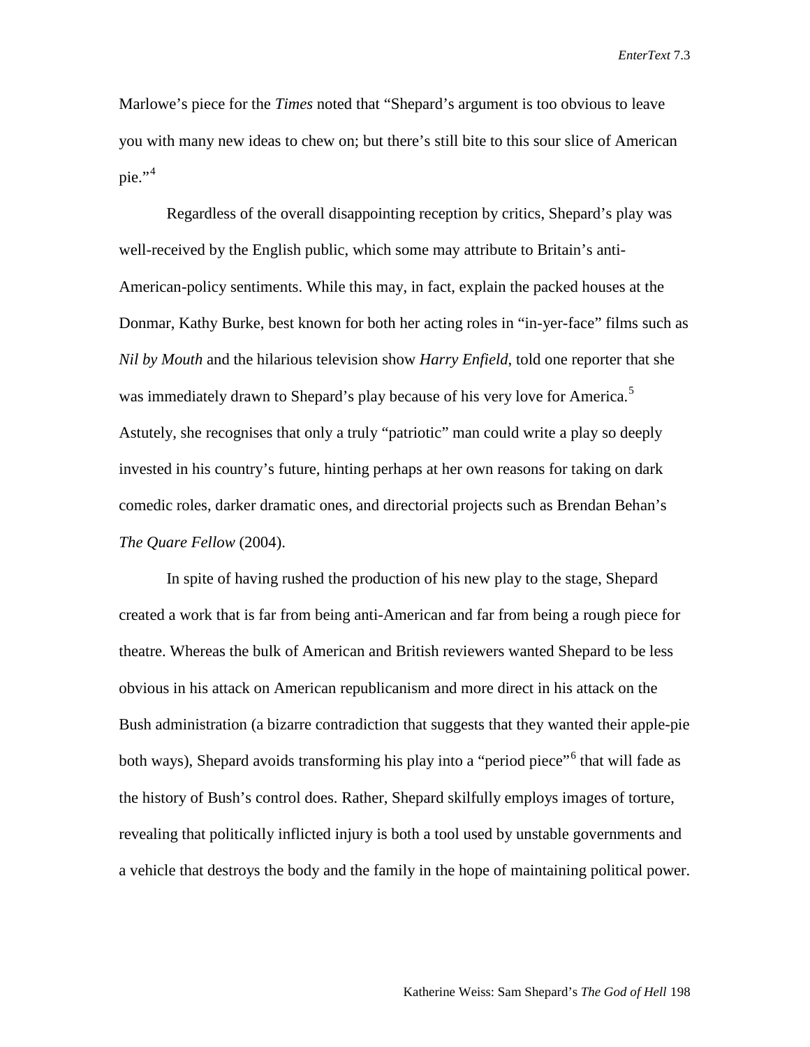Marlowe's piece for the *Times* noted that "Shepard's argument is too obvious to leave you with many new ideas to chew on; but there's still bite to this sour slice of American pie."[4]

Regardless of the overall disappointing reception by critics, Shepard's play was well-received by the English public, which some may attribute to Britain's anti-American-policy sentiments. While this may, in fact, explain the packed houses at the Donmar, Kathy Burke, best known for both her acting roles in "in-yer-face" films such as *Nil by Mouth* and the hilarious television show *Harry Enfield*, told one reporter that she was immediately drawn to Shepard's play because of his very love for America.[5] Astutely, she recognises that only a truly "patriotic" man could write a play so deeply invested in his country's future, hinting perhaps at her own reasons for taking on dark comedic roles, darker dramatic ones, and directorial projects such as Brendan Behan's *The Quare Fellow* (2004).

In spite of having rushed the production of his new play to the stage, Shepard created a work that is far from being anti-American and far from being a rough piece for theatre. Whereas the bulk of American and British reviewers wanted Shepard to be less obvious in his attack on American republicanism and more direct in his attack on the Bush administration (a bizarre contradiction that suggests that they wanted their apple-pie both ways), Shepard avoids transforming his play into a "period piece"[6] that will fade as the history of Bush's control does. Rather, Shepard skilfully employs images of torture, revealing that politically inflicted injury is both a tool used by unstable governments and a vehicle that destroys the body and the family in the hope of maintaining political power.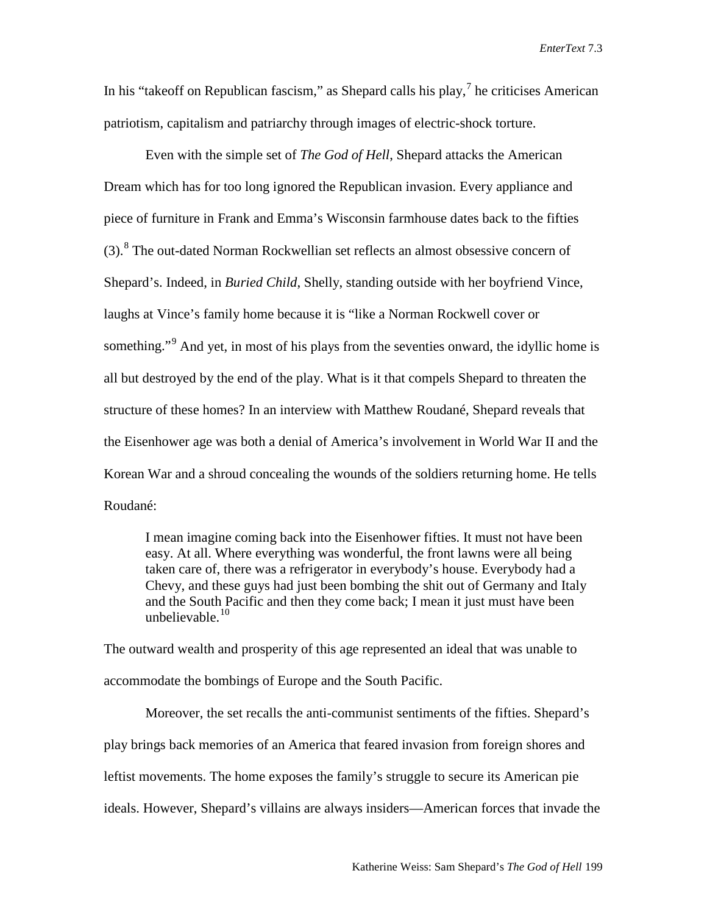In his "takeoff on Republican fascism," as Shepard calls his play,[7] he criticises American patriotism, capitalism and patriarchy through images of electric-shock torture.

Even with the simple set of *The God of Hell*, Shepard attacks the American Dream which has for too long ignored the Republican invasion. Every appliance and piece of furniture in Frank and Emma's Wisconsin farmhouse dates back to the fifties (3).[8] The out-dated Norman Rockwellian set reflects an almost obsessive concern of Shepard's. Indeed, in *Buried Child*, Shelly, standing outside with her boyfriend Vince, laughs at Vince's family home because it is "like a Norman Rockwell cover or something."[9] And yet, in most of his plays from the seventies onward, the idyllic home is all but destroyed by the end of the play. What is it that compels Shepard to threaten the structure of these homes? In an interview with Matthew Roudané, Shepard reveals that the Eisenhower age was both a denial of America's involvement in World War II and the Korean War and a shroud concealing the wounds of the soldiers returning home. He tells Roudané:

> I mean imagine coming back into the Eisenhower fifties. It must not have been easy. At all. Where everything was wonderful, the front lawns were all being taken care of, there was a refrigerator in everybody's house. Everybody had a Chevy, and these guys had just been bombing the shit out of Germany and Italy and the South Pacific and then they come back; I mean it just must have been unbelievable.[10]

The outward wealth and prosperity of this age represented an ideal that was unable to accommodate the bombings of Europe and the South Pacific.

Moreover, the set recalls the anti-communist sentiments of the fifties. Shepard's play brings back memories of an America that feared invasion from foreign shores and leftist movements. The home exposes the family's struggle to secure its American pie ideals. However, Shepard's villains are always insiders—American forces that invade the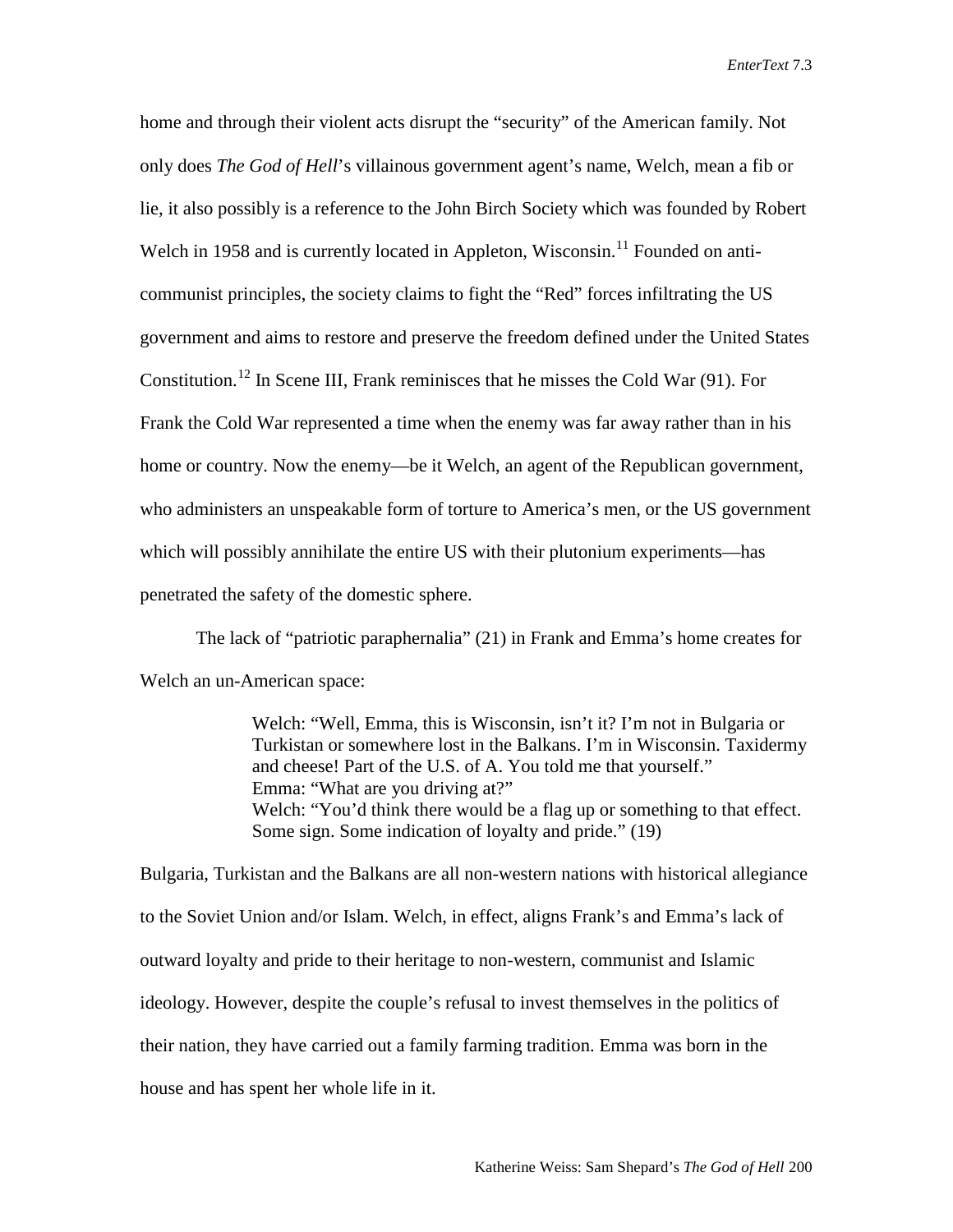home and through their violent acts disrupt the "security" of the American family. Not only does *The God of Hell*'s villainous government agent's name, Welch, mean a fib or lie, it also possibly is a reference to the John Birch Society which was founded by Robert Welch in 1958 and is currently located in Appleton, Wisconsin.[11] Founded on anti-communist principles, the society claims to fight the "Red" forces infiltrating the US government and aims to restore and preserve the freedom defined under the United States Constitution.[12] In Scene III, Frank reminisces that he misses the Cold War (91). For Frank the Cold War represented a time when the enemy was far away rather than in his home or country. Now the enemy—be it Welch, an agent of the Republican government, who administers an unspeakable form of torture to America's men, or the US government which will possibly annihilate the entire US with their plutonium experiments—has penetrated the safety of the domestic sphere.

The lack of "patriotic paraphernalia" (21) in Frank and Emma's home creates for Welch an un-American space:

> Welch: "Well, Emma, this is Wisconsin, isn't it? I'm not in Bulgaria or Turkistan or somewhere lost in the Balkans. I'm in Wisconsin. Taxidermy and cheese! Part of the U.S. of A. You told me that yourself."
> Emma: "What are you driving at?"
> Welch: "You'd think there would be a flag up or something to that effect. Some sign. Some indication of loyalty and pride." (19)

Bulgaria, Turkistan and the Balkans are all non-western nations with historical allegiance to the Soviet Union and/or Islam. Welch, in effect, aligns Frank's and Emma's lack of outward loyalty and pride to their heritage to non-western, communist and Islamic ideology. However, despite the couple's refusal to invest themselves in the politics of their nation, they have carried out a family farming tradition. Emma was born in the house and has spent her whole life in it.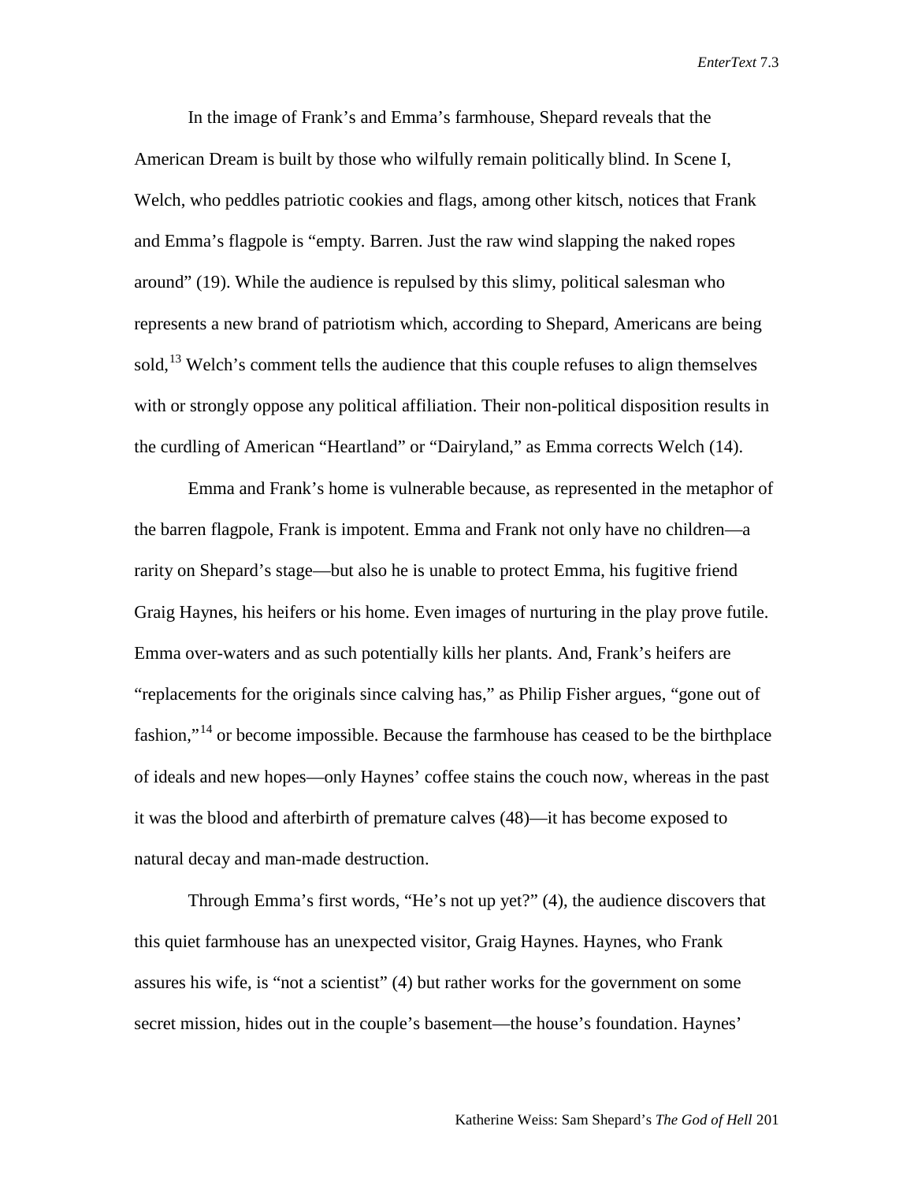In the image of Frank's and Emma's farmhouse, Shepard reveals that the American Dream is built by those who wilfully remain politically blind. In Scene I, Welch, who peddles patriotic cookies and flags, among other kitsch, notices that Frank and Emma's flagpole is "empty. Barren. Just the raw wind slapping the naked ropes around" (19). While the audience is repulsed by this slimy, political salesman who represents a new brand of patriotism which, according to Shepard, Americans are being sold,[13] Welch's comment tells the audience that this couple refuses to align themselves with or strongly oppose any political affiliation. Their non-political disposition results in the curdling of American "Heartland" or "Dairyland," as Emma corrects Welch (14).

Emma and Frank's home is vulnerable because, as represented in the metaphor of the barren flagpole, Frank is impotent. Emma and Frank not only have no children—a rarity on Shepard's stage—but also he is unable to protect Emma, his fugitive friend Graig Haynes, his heifers or his home. Even images of nurturing in the play prove futile. Emma over-waters and as such potentially kills her plants. And, Frank's heifers are "replacements for the originals since calving has," as Philip Fisher argues, "gone out of fashion,"[14] or become impossible. Because the farmhouse has ceased to be the birthplace of ideals and new hopes—only Haynes' coffee stains the couch now, whereas in the past it was the blood and afterbirth of premature calves (48)—it has become exposed to natural decay and man-made destruction.

Through Emma's first words, "He's not up yet?" (4), the audience discovers that this quiet farmhouse has an unexpected visitor, Graig Haynes. Haynes, who Frank assures his wife, is "not a scientist" (4) but rather works for the government on some secret mission, hides out in the couple's basement—the house's foundation. Haynes'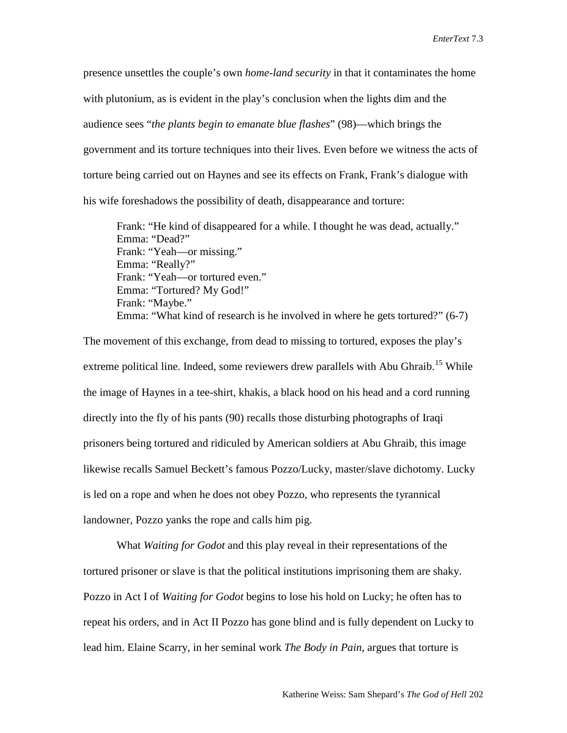presence unsettles the couple's own *home-land security* in that it contaminates the home with plutonium, as is evident in the play's conclusion when the lights dim and the audience sees "*the plants begin to emanate blue flashes*" (98)—which brings the government and its torture techniques into their lives. Even before we witness the acts of torture being carried out on Haynes and see its effects on Frank, Frank's dialogue with his wife foreshadows the possibility of death, disappearance and torture:

> Frank: "He kind of disappeared for a while. I thought he was dead, actually."
> Emma: "Dead?"
> Frank: "Yeah—or missing."
> Emma: "Really?"
> Frank: "Yeah—or tortured even."
> Emma: "Tortured? My God!"
> Frank: "Maybe."
> Emma: "What kind of research is he involved in where he gets tortured?" (6-7)

The movement of this exchange, from dead to missing to tortured, exposes the play's extreme political line. Indeed, some reviewers drew parallels with Abu Ghraib.[15] While the image of Haynes in a tee-shirt, khakis, a black hood on his head and a cord running directly into the fly of his pants (90) recalls those disturbing photographs of Iraqi prisoners being tortured and ridiculed by American soldiers at Abu Ghraib, this image likewise recalls Samuel Beckett's famous Pozzo/Lucky, master/slave dichotomy. Lucky is led on a rope and when he does not obey Pozzo, who represents the tyrannical landowner, Pozzo yanks the rope and calls him pig.

What *Waiting for Godot* and this play reveal in their representations of the tortured prisoner or slave is that the political institutions imprisoning them are shaky. Pozzo in Act I of *Waiting for Godot* begins to lose his hold on Lucky; he often has to repeat his orders, and in Act II Pozzo has gone blind and is fully dependent on Lucky to lead him. Elaine Scarry, in her seminal work *The Body in Pain*, argues that torture is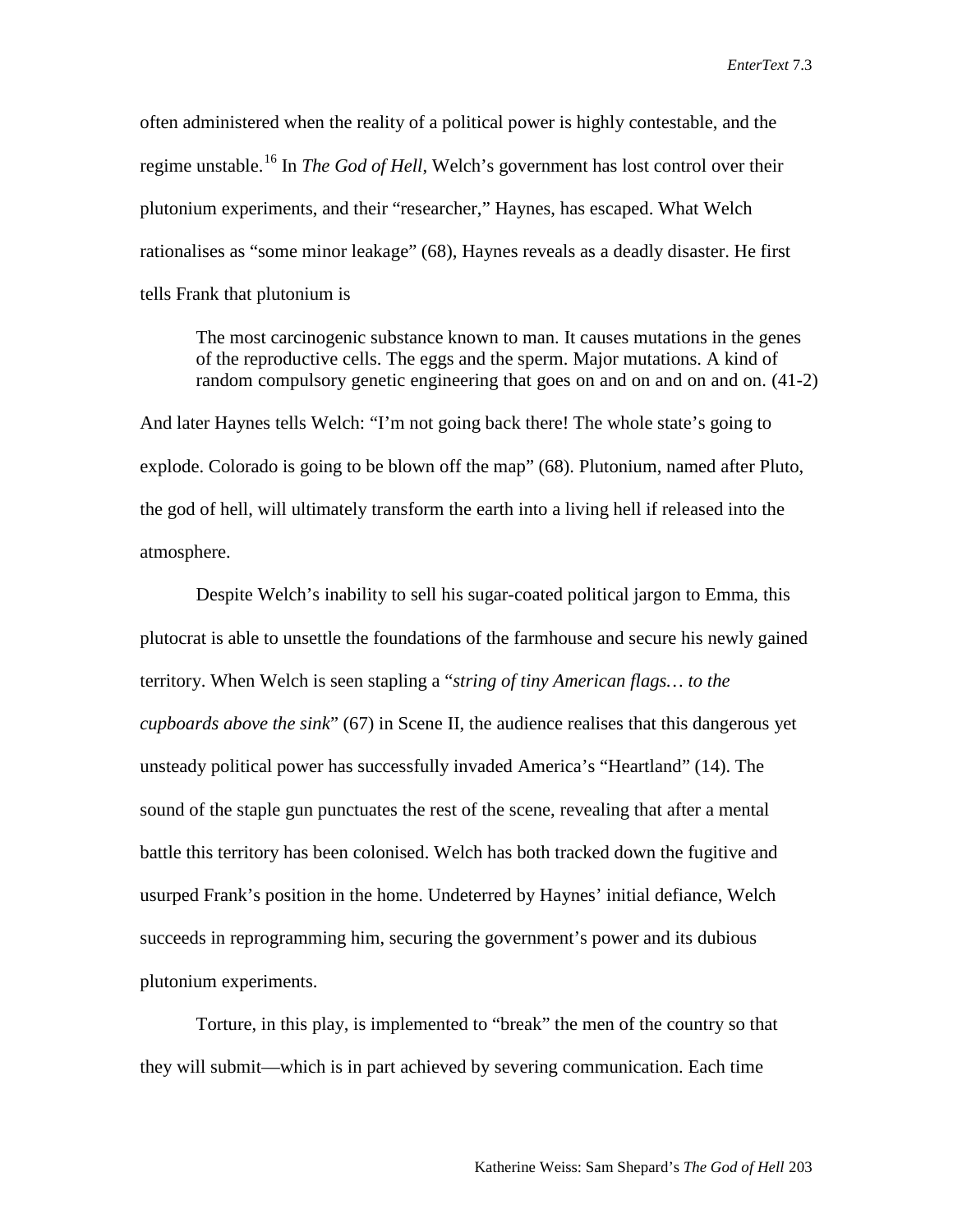often administered when the reality of a political power is highly contestable, and the regime unstable.[16] In *The God of Hell*, Welch's government has lost control over their plutonium experiments, and their "researcher," Haynes, has escaped. What Welch rationalises as "some minor leakage" (68), Haynes reveals as a deadly disaster. He first tells Frank that plutonium is

> The most carcinogenic substance known to man. It causes mutations in the genes of the reproductive cells. The eggs and the sperm. Major mutations. A kind of random compulsory genetic engineering that goes on and on and on and on. (41-2)

And later Haynes tells Welch: "I'm not going back there! The whole state's going to explode. Colorado is going to be blown off the map" (68). Plutonium, named after Pluto, the god of hell, will ultimately transform the earth into a living hell if released into the atmosphere.

Despite Welch's inability to sell his sugar-coated political jargon to Emma, this plutocrat is able to unsettle the foundations of the farmhouse and secure his newly gained territory. When Welch is seen stapling a "*string of tiny American flags… to the cupboards above the sink*" (67) in Scene II, the audience realises that this dangerous yet unsteady political power has successfully invaded America's "Heartland" (14). The sound of the staple gun punctuates the rest of the scene, revealing that after a mental battle this territory has been colonised. Welch has both tracked down the fugitive and usurped Frank's position in the home. Undeterred by Haynes' initial defiance, Welch succeeds in reprogramming him, securing the government's power and its dubious plutonium experiments.

Torture, in this play, is implemented to "break" the men of the country so that they will submit—which is in part achieved by severing communication. Each time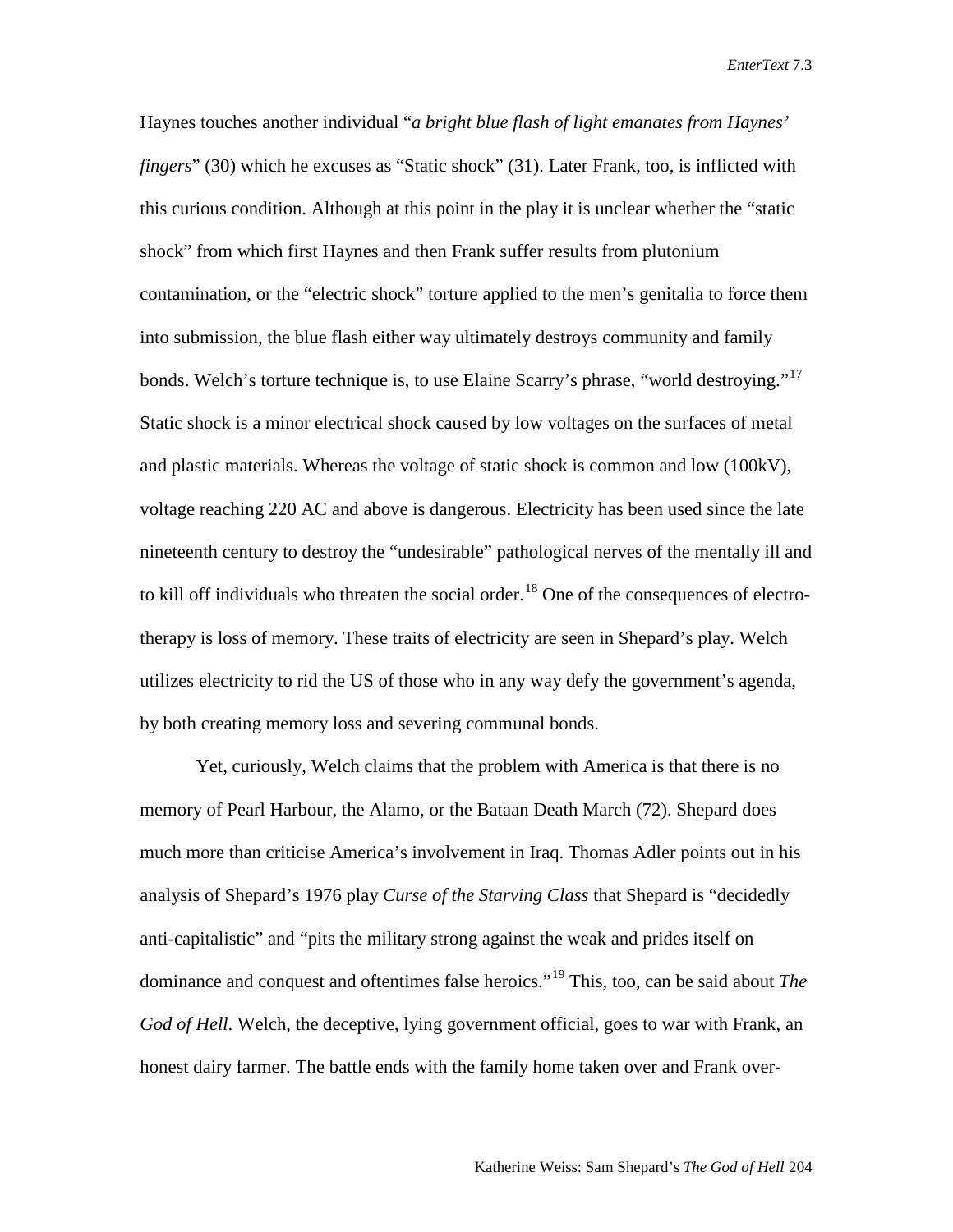Haynes touches another individual "*a bright blue flash of light emanates from Haynes' fingers*" (30) which he excuses as "Static shock" (31). Later Frank, too, is inflicted with this curious condition. Although at this point in the play it is unclear whether the "static shock" from which first Haynes and then Frank suffer results from plutonium contamination, or the "electric shock" torture applied to the men's genitalia to force them into submission, the blue flash either way ultimately destroys community and family bonds. Welch's torture technique is, to use Elaine Scarry's phrase, "world destroying."[17] Static shock is a minor electrical shock caused by low voltages on the surfaces of metal and plastic materials. Whereas the voltage of static shock is common and low (100kV), voltage reaching 220 AC and above is dangerous. Electricity has been used since the late nineteenth century to destroy the "undesirable" pathological nerves of the mentally ill and to kill off individuals who threaten the social order.[18] One of the consequences of electro-therapy is loss of memory. These traits of electricity are seen in Shepard's play. Welch utilizes electricity to rid the US of those who in any way defy the government's agenda, by both creating memory loss and severing communal bonds.

Yet, curiously, Welch claims that the problem with America is that there is no memory of Pearl Harbour, the Alamo, or the Bataan Death March (72). Shepard does much more than criticise America's involvement in Iraq. Thomas Adler points out in his analysis of Shepard's 1976 play *Curse of the Starving Class* that Shepard is "decidedly anti-capitalistic" and "pits the military strong against the weak and prides itself on dominance and conquest and oftentimes false heroics."[19] This, too, can be said about *The God of Hell*. Welch, the deceptive, lying government official, goes to war with Frank, an honest dairy farmer. The battle ends with the family home taken over and Frank over-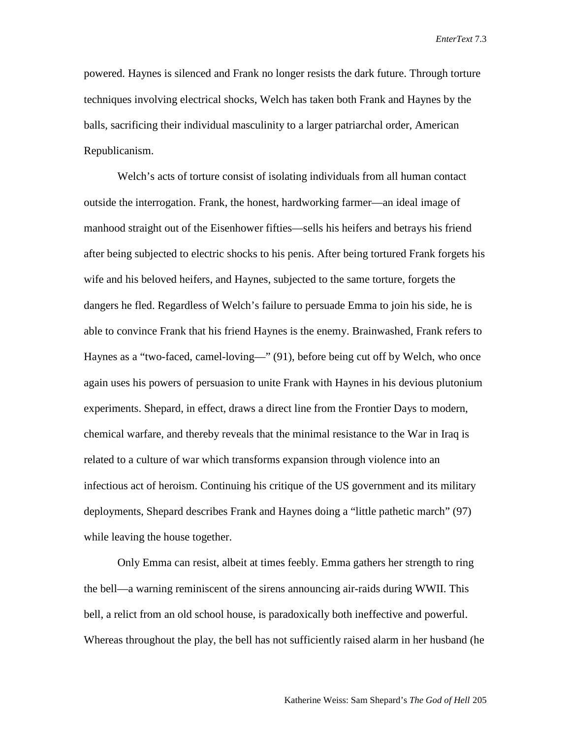powered. Haynes is silenced and Frank no longer resists the dark future. Through torture techniques involving electrical shocks, Welch has taken both Frank and Haynes by the balls, sacrificing their individual masculinity to a larger patriarchal order, American Republicanism.

Welch's acts of torture consist of isolating individuals from all human contact outside the interrogation. Frank, the honest, hardworking farmer—an ideal image of manhood straight out of the Eisenhower fifties—sells his heifers and betrays his friend after being subjected to electric shocks to his penis. After being tortured Frank forgets his wife and his beloved heifers, and Haynes, subjected to the same torture, forgets the dangers he fled. Regardless of Welch's failure to persuade Emma to join his side, he is able to convince Frank that his friend Haynes is the enemy. Brainwashed, Frank refers to Haynes as a "two-faced, camel-loving—" (91), before being cut off by Welch, who once again uses his powers of persuasion to unite Frank with Haynes in his devious plutonium experiments. Shepard, in effect, draws a direct line from the Frontier Days to modern, chemical warfare, and thereby reveals that the minimal resistance to the War in Iraq is related to a culture of war which transforms expansion through violence into an infectious act of heroism. Continuing his critique of the US government and its military deployments, Shepard describes Frank and Haynes doing a "little pathetic march" (97) while leaving the house together.

Only Emma can resist, albeit at times feebly. Emma gathers her strength to ring the bell—a warning reminiscent of the sirens announcing air-raids during WWII. This bell, a relict from an old school house, is paradoxically both ineffective and powerful. Whereas throughout the play, the bell has not sufficiently raised alarm in her husband (he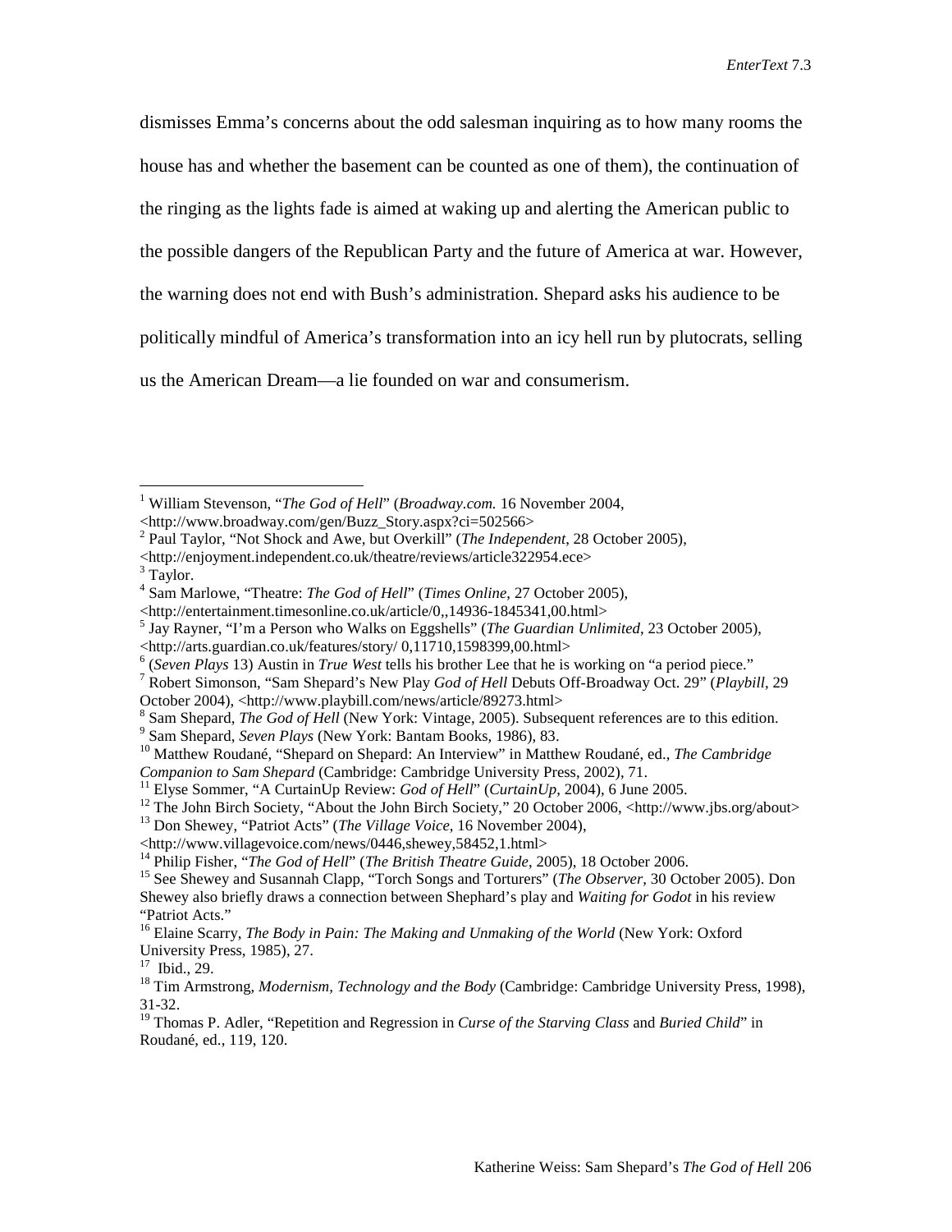dismisses Emma's concerns about the odd salesman inquiring as to how many rooms the house has and whether the basement can be counted as one of them), the continuation of the ringing as the lights fade is aimed at waking up and alerting the American public to the possible dangers of the Republican Party and the future of America at war. However, the warning does not end with Bush's administration. Shepard asks his audience to be politically mindful of America's transformation into an icy hell run by plutocrats, selling us the American Dream—a lie founded on war and consumerism.

---

[1] William Stevenson, "*The God of Hell*" (*Broadway.com.* 16 November 2004, <http://www.broadway.com/gen/Buzz_Story.aspx?ci=502566>

[2] Paul Taylor, "Not Shock and Awe, but Overkill" (*The Independent*, 28 October 2005), <http://enjoyment.independent.co.uk/theatre/reviews/article322954.ece>

[3] Taylor.

[4] Sam Marlowe, "Theatre: *The God of Hell*" (*Times Online*, 27 October 2005), <http://entertainment.timesonline.co.uk/article/0,,14936-1845341,00.html>

[5] Jay Rayner, "I'm a Person who Walks on Eggshells" (*The Guardian Unlimited*, 23 October 2005), <http://arts.guardian.co.uk/features/story/ 0,11710,1598399,00.html>

[6] (*Seven Plays* 13) Austin in *True West* tells his brother Lee that he is working on "a period piece."

[7] Robert Simonson, "Sam Shepard's New Play *God of Hell* Debuts Off-Broadway Oct. 29" (*Playbill*, 29 October 2004), <http://www.playbill.com/news/article/89273.html>

[8] Sam Shepard, *The God of Hell* (New York: Vintage, 2005). Subsequent references are to this edition.

[9] Sam Shepard, *Seven Plays* (New York: Bantam Books, 1986), 83.

[10] Matthew Roudané, "Shepard on Shepard: An Interview" in Matthew Roudané, ed., *The Cambridge Companion to Sam Shepard* (Cambridge: Cambridge University Press, 2002), 71.

[11] Elyse Sommer, "A CurtainUp Review: *God of Hell*" (*CurtainUp*, 2004), 6 June 2005.

[12] The John Birch Society, "About the John Birch Society," 20 October 2006, <http://www.jbs.org/about>

[13] Don Shewey, "Patriot Acts" (*The Village Voice*, 16 November 2004), <http://www.villagevoice.com/news/0446,shewey,58452,1.html>

[14] Philip Fisher, "*The God of Hell*" (*The British Theatre Guide*, 2005), 18 October 2006.

[15] See Shewey and Susannah Clapp, "Torch Songs and Torturers" (*The Observer*, 30 October 2005). Don Shewey also briefly draws a connection between Shephard's play and *Waiting for Godot* in his review "Patriot Acts."

[16] Elaine Scarry, *The Body in Pain: The Making and Unmaking of the World* (New York: Oxford University Press, 1985), 27.

[17] Ibid., 29.

[18] Tim Armstrong, *Modernism, Technology and the Body* (Cambridge: Cambridge University Press, 1998), 31-32.

[19] Thomas P. Adler, "Repetition and Regression in *Curse of the Starving Class* and *Buried Child*" in Roudané, ed., 119, 120.